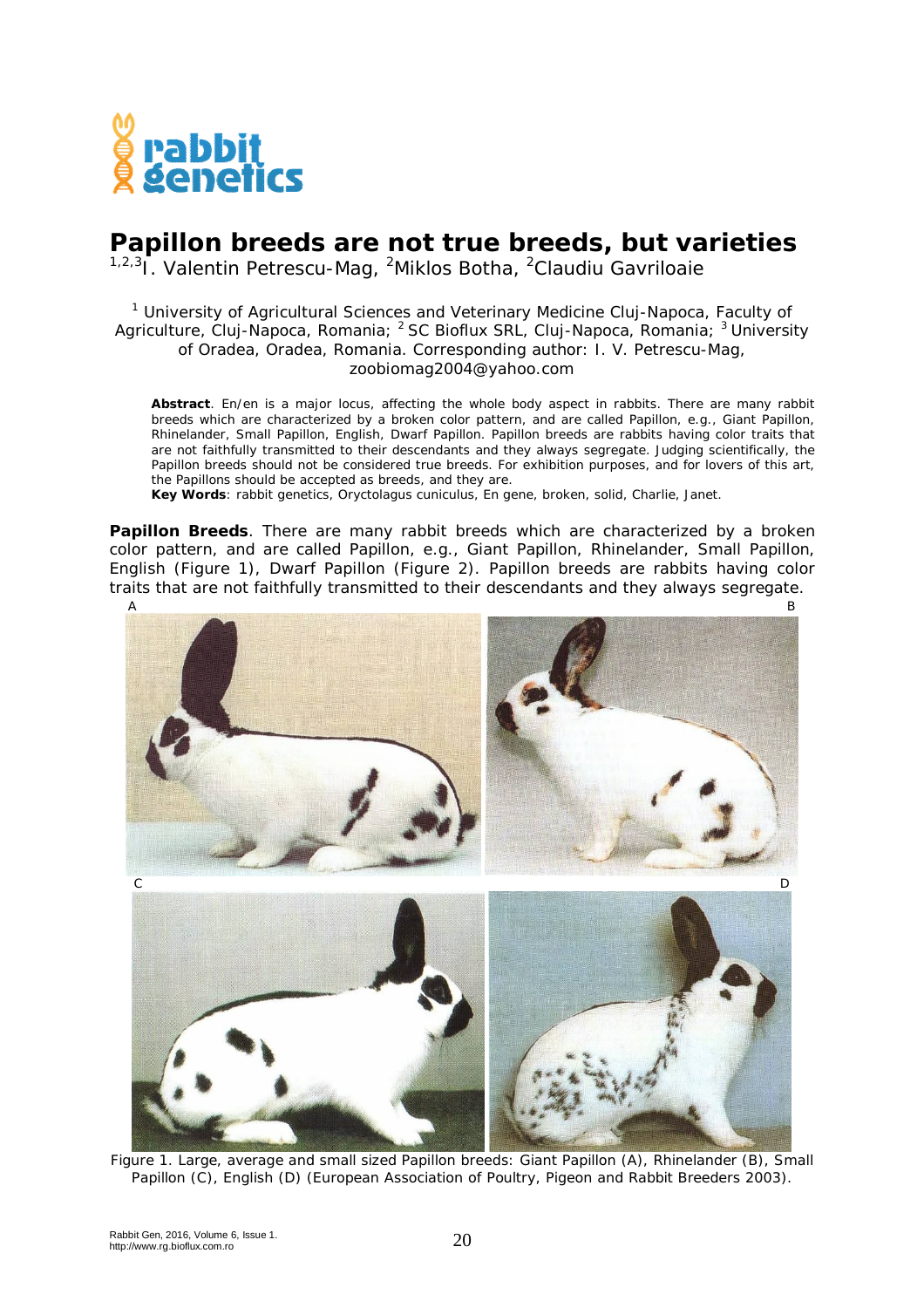# Papillon breeds are not true breeds, but varieties

[1,2,3]I. Valentin Petrescu-Mag, [2]Miklos Botha, [2]Claudiu Gavriloaie

[1] University of Agricultural Sciences and Veterinary Medicine Cluj-Napoca, Faculty of Agriculture, Cluj-Napoca, Romania; [2] SC Bioflux SRL, Cluj-Napoca, Romania; [3] University of Oradea, Oradea, Romania. Corresponding author: I. V. Petrescu-Mag, zoobiomag2004@yahoo.com

**Abstract**. En/en is a major locus, affecting the whole body aspect in rabbits. There are many rabbit breeds which are characterized by a broken color pattern, and are called Papillon, e.g., Giant Papillon, Rhinelander, Small Papillon, English, Dwarf Papillon. Papillon breeds are rabbits having color traits that are not faithfully transmitted to their descendants and they always segregate. Judging scientifically, the Papillon breeds should not be considered true breeds. For exhibition purposes, and for lovers of this art, the Papillons should be accepted as breeds, and they are.

**Key Words**: rabbit genetics, Oryctolagus cuniculus, En gene, broken, solid, Charlie, Janet.

**Papillon Breeds**. There are many rabbit breeds which are characterized by a broken color pattern, and are called Papillon, e.g., Giant Papillon, Rhinelander, Small Papillon, English (Figure 1), Dwarf Papillon (Figure 2). Papillon breeds are rabbits having color traits that are not faithfully transmitted to their descendants and they always segregate.

Figure 1. Large, average and small sized Papillon breeds: Giant Papillon (A), Rhinelander (B), Small Papillon (C), English (D) (European Association of Poultry, Pigeon and Rabbit Breeders 2003).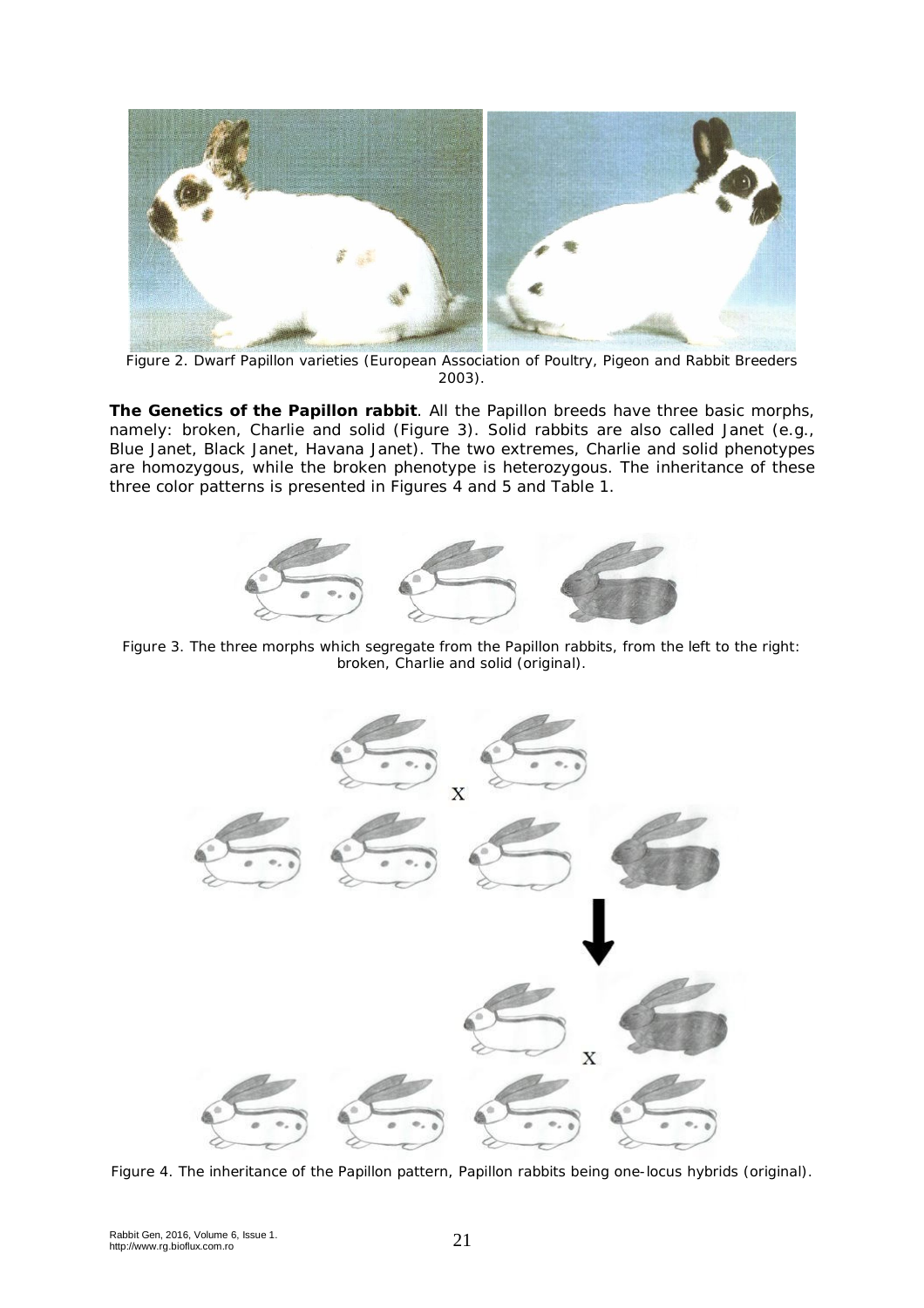Figure 2. Dwarf Papillon varieties (European Association of Poultry, Pigeon and Rabbit Breeders 2003).

**The Genetics of the Papillon rabbit**. All the Papillon breeds have three basic morphs, namely: broken, Charlie and solid (Figure 3). Solid rabbits are also called Janet (e.g., Blue Janet, Black Janet, Havana Janet). The two extremes, Charlie and solid phenotypes are homozygous, while the broken phenotype is heterozygous. The inheritance of these three color patterns is presented in Figures 4 and 5 and Table 1.

Figure 3. The three morphs which segregate from the Papillon rabbits, from the left to the right: broken, Charlie and solid (original).

Figure 4. The inheritance of the Papillon pattern, Papillon rabbits being one-locus hybrids (original).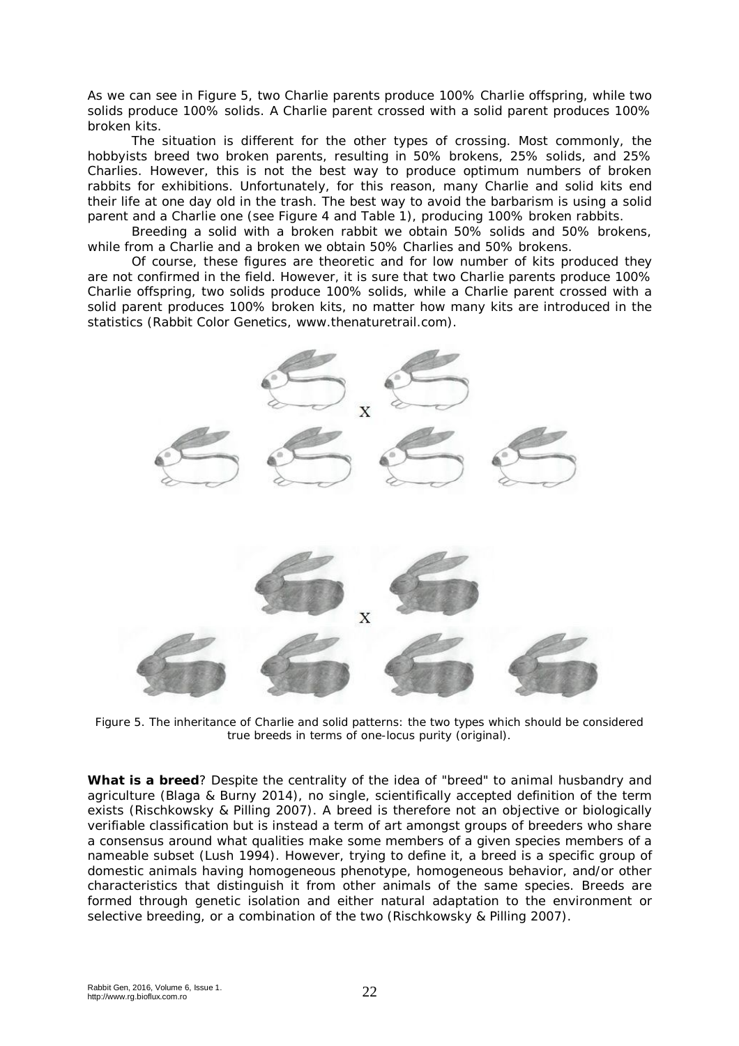As we can see in Figure 5, two Charlie parents produce 100% Charlie offspring, while two solids produce 100% solids. A Charlie parent crossed with a solid parent produces 100% broken kits.

The situation is different for the other types of crossing. Most commonly, the hobbyists breed two broken parents, resulting in 50% brokens, 25% solids, and 25% Charlies. However, this is not the best way to produce optimum numbers of broken rabbits for exhibitions. Unfortunately, for this reason, many Charlie and solid kits end their life at one day old in the trash. The best way to avoid the barbarism is using a solid parent and a Charlie one (see Figure 4 and Table 1), producing 100% broken rabbits.

Breeding a solid with a broken rabbit we obtain 50% solids and 50% brokens, while from a Charlie and a broken we obtain 50% Charlies and 50% brokens.

Of course, these figures are theoretic and for low number of kits produced they are not confirmed in the field. However, it is sure that two Charlie parents produce 100% Charlie offspring, two solids produce 100% solids, while a Charlie parent crossed with a solid parent produces 100% broken kits, no matter how many kits are introduced in the statistics (Rabbit Color Genetics, www.thenaturetrail.com).

Figure 5. The inheritance of Charlie and solid patterns: the two types which should be considered true breeds in terms of one-locus purity (original).

**What is a breed**? Despite the centrality of the idea of "breed" to animal husbandry and agriculture (Blaga & Burny 2014), no single, scientifically accepted definition of the term exists (Rischkowsky & Pilling 2007). A breed is therefore not an objective or biologically verifiable classification but is instead a term of art amongst groups of breeders who share a consensus around what qualities make some members of a given species members of a nameable subset (Lush 1994). However, trying to define it, a breed is a specific group of domestic animals having homogeneous phenotype, homogeneous behavior, and/or other characteristics that distinguish it from other animals of the same species. Breeds are formed through genetic isolation and either natural adaptation to the environment or selective breeding, or a combination of the two (Rischkowsky & Pilling 2007).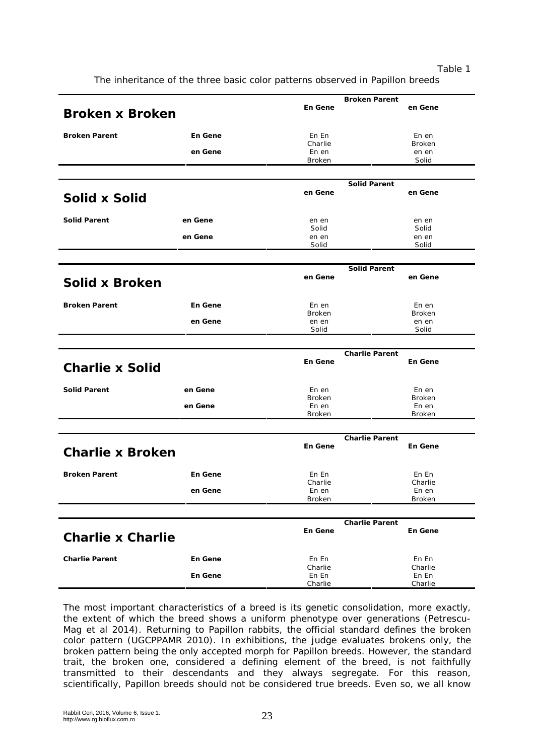Table 1

The inheritance of the three basic color patterns observed in Papillon breeds

| **Broken x Broken** | | **Broken Parent** | |
|---|---|---|---|
| | | **En Gene** | **en Gene** |
| **Broken Parent** | **En Gene** | En En<br>Charlie | En en<br>Broken |
| | **en Gene** | En en<br>Broken | en en<br>Solid |

| **Solid x Solid** | | **Solid Parent** | |
|---|---|---|---|
| | | **en Gene** | **en Gene** |
| **Solid Parent** | **en Gene** | en en<br>Solid | en en<br>Solid |
| | **en Gene** | en en<br>Solid | en en<br>Solid |

| **Solid x Broken** | | **Solid Parent** | |
|---|---|---|---|
| | | **en Gene** | **en Gene** |
| **Broken Parent** | **En Gene** | En en<br>Broken | En en<br>Broken |
| | **en Gene** | en en<br>Solid | en en<br>Solid |

| **Charlie x Solid** | | **Charlie Parent** | |
|---|---|---|---|
| | | **En Gene** | **En Gene** |
| **Solid Parent** | **en Gene** | En en<br>Broken | En en<br>Broken |
| | **en Gene** | En en<br>Broken | En en<br>Broken |

| **Charlie x Broken** | | **Charlie Parent** | |
|---|---|---|---|
| | | **En Gene** | **En Gene** |
| **Broken Parent** | **En Gene** | En En<br>Charlie | En En<br>Charlie |
| | **en Gene** | En en<br>Broken | En en<br>Broken |

| **Charlie x Charlie** | | **Charlie Parent** | |
|---|---|---|---|
| | | **En Gene** | **En Gene** |
| **Charlie Parent** | **En Gene** | En En<br>Charlie | En En<br>Charlie |
| | **En Gene** | En En<br>Charlie | En En<br>Charlie |

The most important characteristics of a breed is its genetic consolidation, more exactly, the extent of which the breed shows a uniform phenotype over generations (Petrescu-Mag et al 2014). Returning to Papillon rabbits, the official standard defines the broken color pattern (UGCPPAMR 2010). In exhibitions, the judge evaluates brokens only, the broken pattern being the only accepted morph for Papillon breeds. However, the standard trait, the broken one, considered a defining element of the breed, is not faithfully transmitted to their descendants and they always segregate. For this reason, scientifically, Papillon breeds should not be considered true breeds. Even so, we all know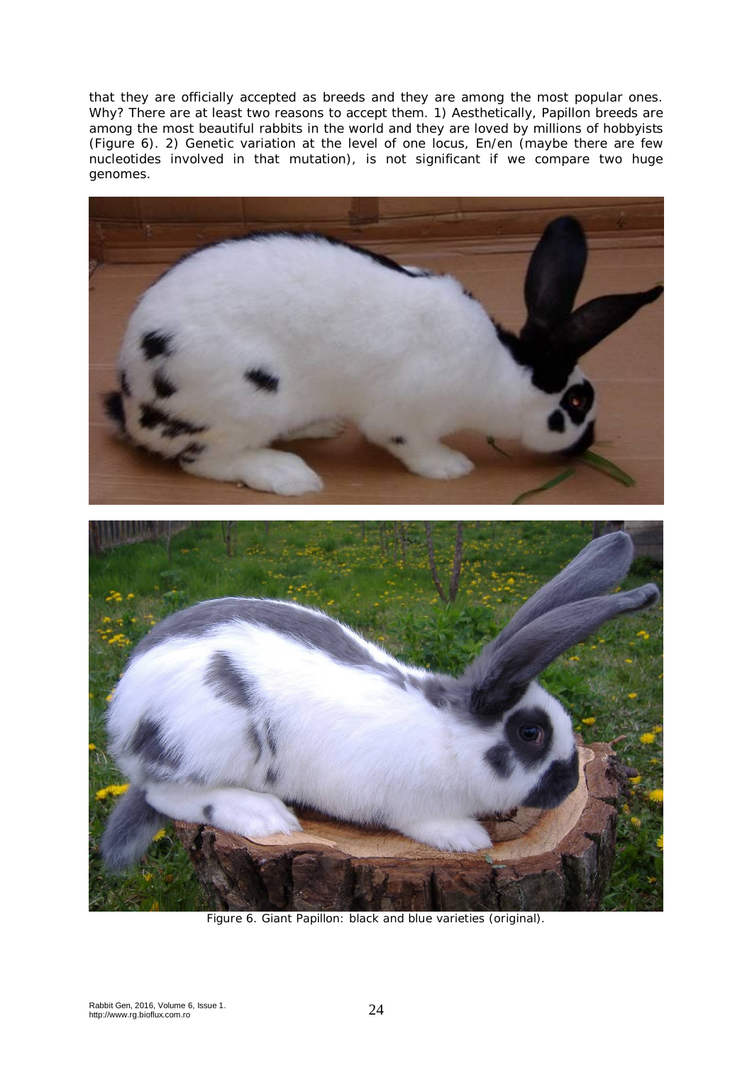that they are officially accepted as breeds and they are among the most popular ones. Why? There are at least two reasons to accept them. 1) Aesthetically, Papillon breeds are among the most beautiful rabbits in the world and they are loved by millions of hobbyists (Figure 6). 2) Genetic variation at the level of one locus, En/en (maybe there are few nucleotides involved in that mutation), is not significant if we compare two huge genomes.

Figure 6. Giant Papillon: black and blue varieties (original).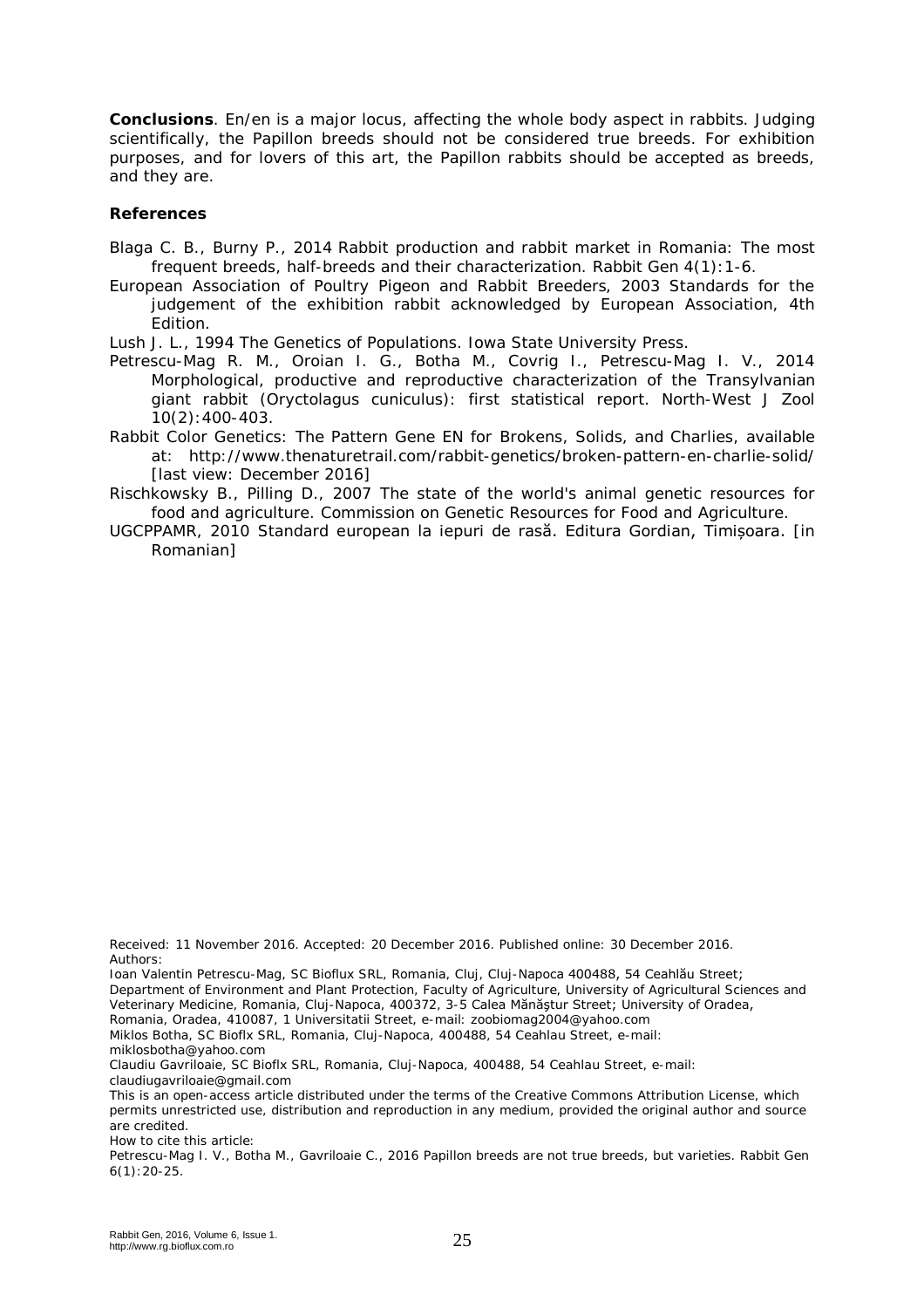**Conclusions**. En/en is a major locus, affecting the whole body aspect in rabbits. Judging scientifically, the Papillon breeds should not be considered true breeds. For exhibition purposes, and for lovers of this art, the Papillon rabbits should be accepted as breeds, and they are.

**References**

Blaga C. B., Burny P., 2014 Rabbit production and rabbit market in Romania: The most frequent breeds, half-breeds and their characterization. Rabbit Gen 4(1):1-6.

European Association of Poultry Pigeon and Rabbit Breeders, 2003 Standards for the judgement of the exhibition rabbit acknowledged by European Association, 4th Edition.

Lush J. L., 1994 The Genetics of Populations. Iowa State University Press.

Petrescu-Mag R. M., Oroian I. G., Botha M., Covrig I., Petrescu-Mag I. V., 2014 Morphological, productive and reproductive characterization of the Transylvanian giant rabbit (Oryctolagus cuniculus): first statistical report. North-West J Zool 10(2):400-403.

Rabbit Color Genetics: The Pattern Gene EN for Brokens, Solids, and Charlies, available at: http://www.thenaturetrail.com/rabbit-genetics/broken-pattern-en-charlie-solid/ [last view: December 2016]

Rischkowsky B., Pilling D., 2007 The state of the world's animal genetic resources for food and agriculture. Commission on Genetic Resources for Food and Agriculture.

UGCPPAMR, 2010 Standard european la iepuri de rasă. Editura Gordian, Timișoara. [in Romanian]

Received: 11 November 2016. Accepted: 20 December 2016. Published online: 30 December 2016.
Authors:
Ioan Valentin Petrescu-Mag, SC Bioflux SRL, Romania, Cluj, Cluj-Napoca 400488, 54 Ceahlău Street; Department of Environment and Plant Protection, Faculty of Agriculture, University of Agricultural Sciences and Veterinary Medicine, Romania, Cluj-Napoca, 400372, 3-5 Calea Mănăştur Street; University of Oradea, Romania, Oradea, 410087, 1 Universitatii Street, e-mail: zoobiomag2004@yahoo.com
Miklos Botha, SC Bioflx SRL, Romania, Cluj-Napoca, 400488, 54 Ceahlau Street, e-mail: miklosbotha@yahoo.com
Claudiu Gavriloaie, SC Bioflx SRL, Romania, Cluj-Napoca, 400488, 54 Ceahlau Street, e-mail: claudiugavriloaie@gmail.com
This is an open-access article distributed under the terms of the Creative Commons Attribution License, which permits unrestricted use, distribution and reproduction in any medium, provided the original author and source are credited.
How to cite this article:
Petrescu-Mag I. V., Botha M., Gavriloaie C., 2016 Papillon breeds are not true breeds, but varieties. Rabbit Gen 6(1):20-25.